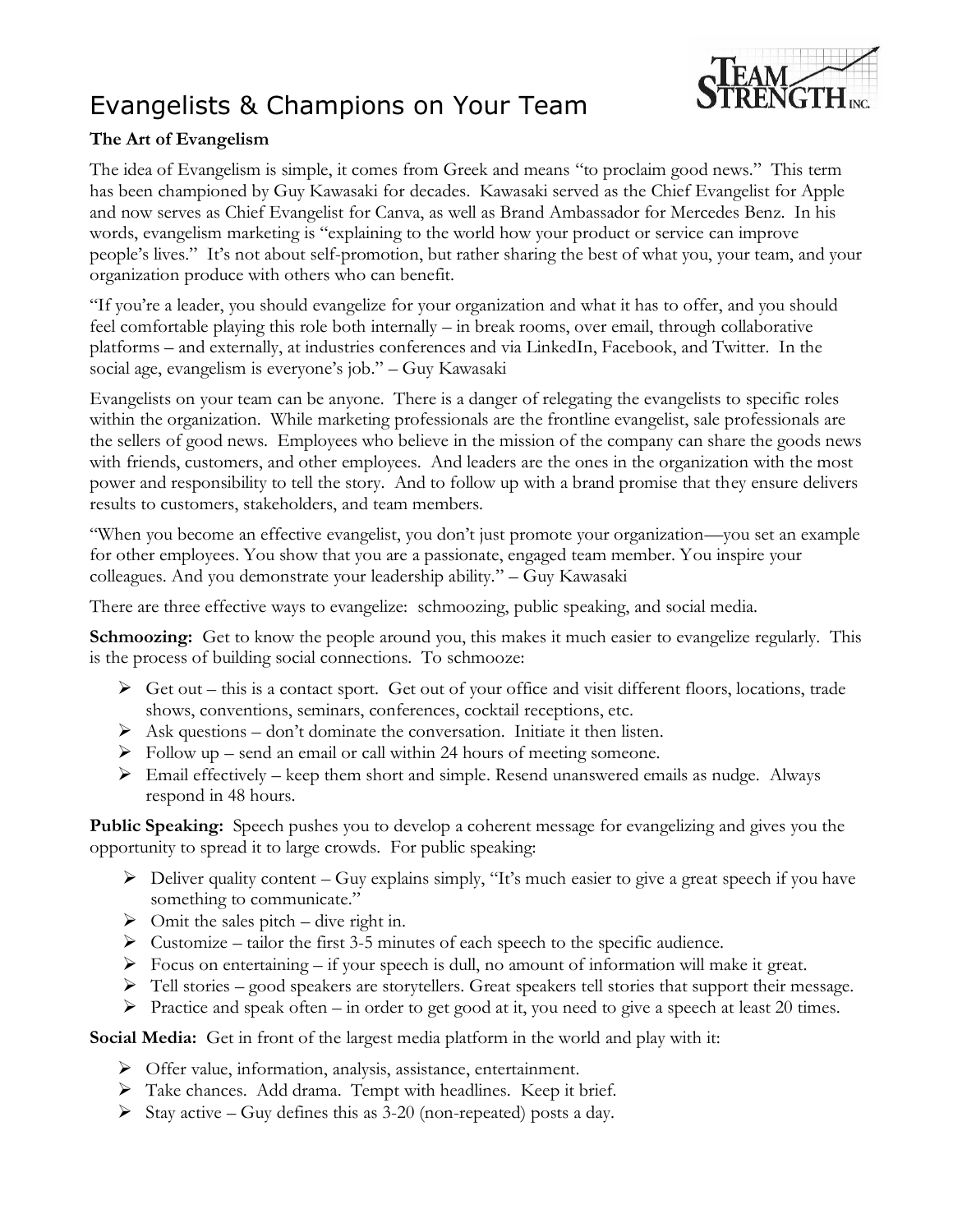# Evangelists & Champions on Your Team

### The Art of Evangelism

The idea of Evangelism is simple, it comes from Greek and means "to proclaim good news." This term has been championed by Guy Kawasaki for decades. Kawasaki served as the Chief Evangelist for Apple and now serves as Chief Evangelist for Canva, as well as Brand Ambassador for Mercedes Benz. In his words, evangelism marketing is "explaining to the world how your product or service can improve people's lives." It's not about self-promotion, but rather sharing the best of what you, your team, and your organization produce with others who can benefit.

"If you're a leader, you should evangelize for your organization and what it has to offer, and you should feel comfortable playing this role both internally – in break rooms, over email, through collaborative platforms – and externally, at industries conferences and via LinkedIn, Facebook, and Twitter. In the social age, evangelism is everyone's job." – Guy Kawasaki

Evangelists on your team can be anyone. There is a danger of relegating the evangelists to specific roles within the organization. While marketing professionals are the frontline evangelist, sale professionals are the sellers of good news. Employees who believe in the mission of the company can share the goods news with friends, customers, and other employees. And leaders are the ones in the organization with the most power and responsibility to tell the story. And to follow up with a brand promise that they ensure delivers results to customers, stakeholders, and team members.

"When you become an effective evangelist, you don't just promote your organization—you set an example for other employees. You show that you are a passionate, engaged team member. You inspire your colleagues. And you demonstrate your leadership ability." – Guy Kawasaki

There are three effective ways to evangelize: schmoozing, public speaking, and social media.

**Schmoozing:** Get to know the people around you, this makes it much easier to evangelize regularly. This is the process of building social connections. To schmooze:

- Get out – this is a contact sport. Get out of your office and visit different floors, locations, trade shows, conventions, seminars, conferences, cocktail receptions, etc.
- Ask questions – don't dominate the conversation. Initiate it then listen.
- Follow up – send an email or call within 24 hours of meeting someone.
- Email effectively – keep them short and simple. Resend unanswered emails as nudge. Always respond in 48 hours.

**Public Speaking:** Speech pushes you to develop a coherent message for evangelizing and gives you the opportunity to spread it to large crowds. For public speaking:

- Deliver quality content – Guy explains simply, "It's much easier to give a great speech if you have something to communicate."
- Omit the sales pitch – dive right in.
- Customize – tailor the first 3-5 minutes of each speech to the specific audience.
- Focus on entertaining – if your speech is dull, no amount of information will make it great.
- Tell stories – good speakers are storytellers. Great speakers tell stories that support their message.
- Practice and speak often – in order to get good at it, you need to give a speech at least 20 times.

**Social Media:** Get in front of the largest media platform in the world and play with it:

- Offer value, information, analysis, assistance, entertainment.
- Take chances. Add drama. Tempt with headlines. Keep it brief.
- Stay active – Guy defines this as 3-20 (non-repeated) posts a day.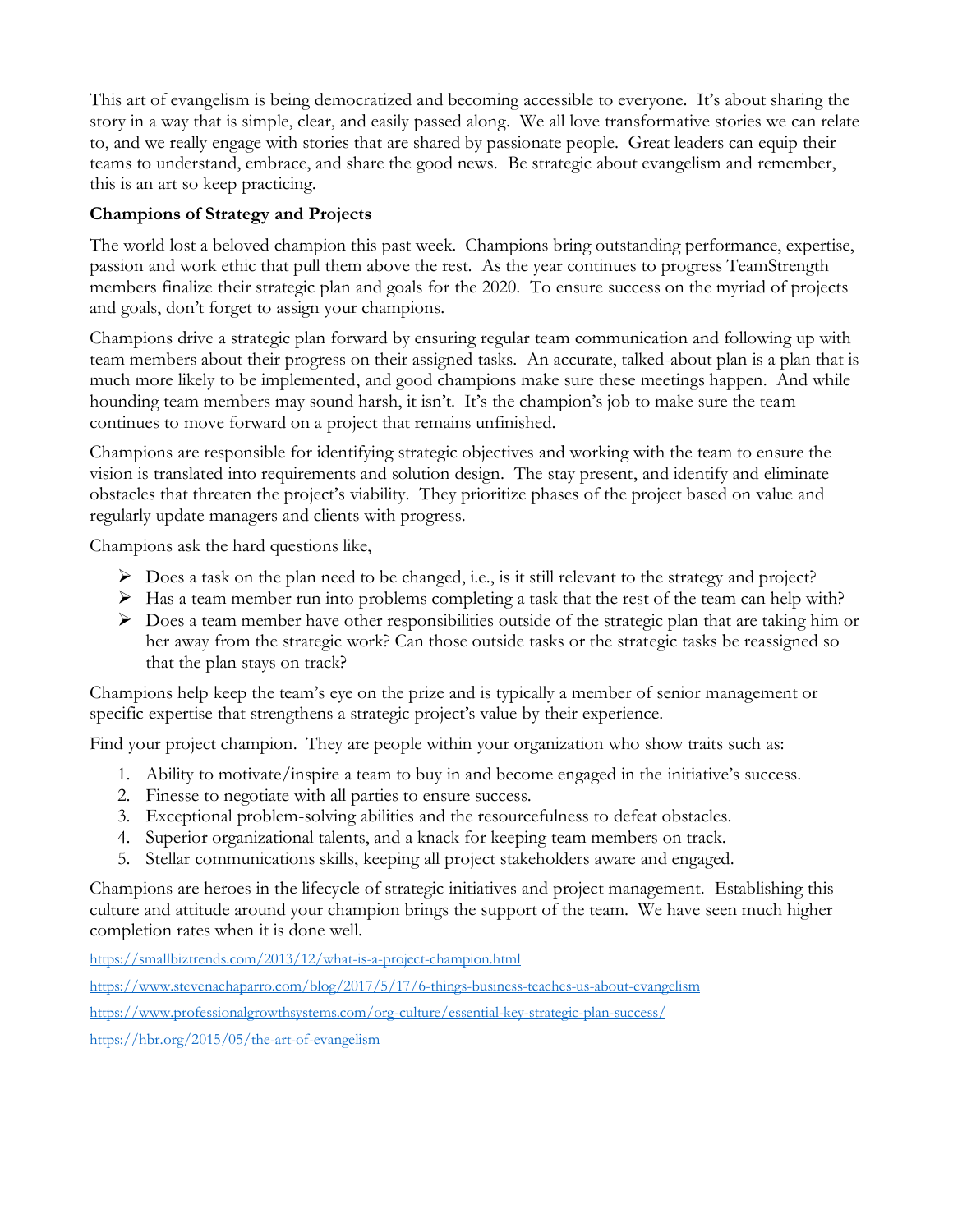This art of evangelism is being democratized and becoming accessible to everyone. It's about sharing the story in a way that is simple, clear, and easily passed along. We all love transformative stories we can relate to, and we really engage with stories that are shared by passionate people. Great leaders can equip their teams to understand, embrace, and share the good news. Be strategic about evangelism and remember, this is an art so keep practicing.

**Champions of Strategy and Projects**

The world lost a beloved champion this past week. Champions bring outstanding performance, expertise, passion and work ethic that pull them above the rest. As the year continues to progress TeamStrength members finalize their strategic plan and goals for the 2020. To ensure success on the myriad of projects and goals, don't forget to assign your champions.

Champions drive a strategic plan forward by ensuring regular team communication and following up with team members about their progress on their assigned tasks. An accurate, talked-about plan is a plan that is much more likely to be implemented, and good champions make sure these meetings happen. And while hounding team members may sound harsh, it isn't. It's the champion's job to make sure the team continues to move forward on a project that remains unfinished.

Champions are responsible for identifying strategic objectives and working with the team to ensure the vision is translated into requirements and solution design. The stay present, and identify and eliminate obstacles that threaten the project's viability. They prioritize phases of the project based on value and regularly update managers and clients with progress.

Champions ask the hard questions like,

- Does a task on the plan need to be changed, i.e., is it still relevant to the strategy and project?
- Has a team member run into problems completing a task that the rest of the team can help with?
- Does a team member have other responsibilities outside of the strategic plan that are taking him or her away from the strategic work? Can those outside tasks or the strategic tasks be reassigned so that the plan stays on track?

Champions help keep the team's eye on the prize and is typically a member of senior management or specific expertise that strengthens a strategic project's value by their experience.

Find your project champion. They are people within your organization who show traits such as:

1. Ability to motivate/inspire a team to buy in and become engaged in the initiative's success.
2. Finesse to negotiate with all parties to ensure success.
3. Exceptional problem-solving abilities and the resourcefulness to defeat obstacles.
4. Superior organizational talents, and a knack for keeping team members on track.
5. Stellar communications skills, keeping all project stakeholders aware and engaged.

Champions are heroes in the lifecycle of strategic initiatives and project management. Establishing this culture and attitude around your champion brings the support of the team. We have seen much higher completion rates when it is done well.

https://smallbiztrends.com/2013/12/what-is-a-project-champion.html

https://www.stevenachaparro.com/blog/2017/5/17/6-things-business-teaches-us-about-evangelism

https://www.professionalgrowthsystems.com/org-culture/essential-key-strategic-plan-success/

https://hbr.org/2015/05/the-art-of-evangelism